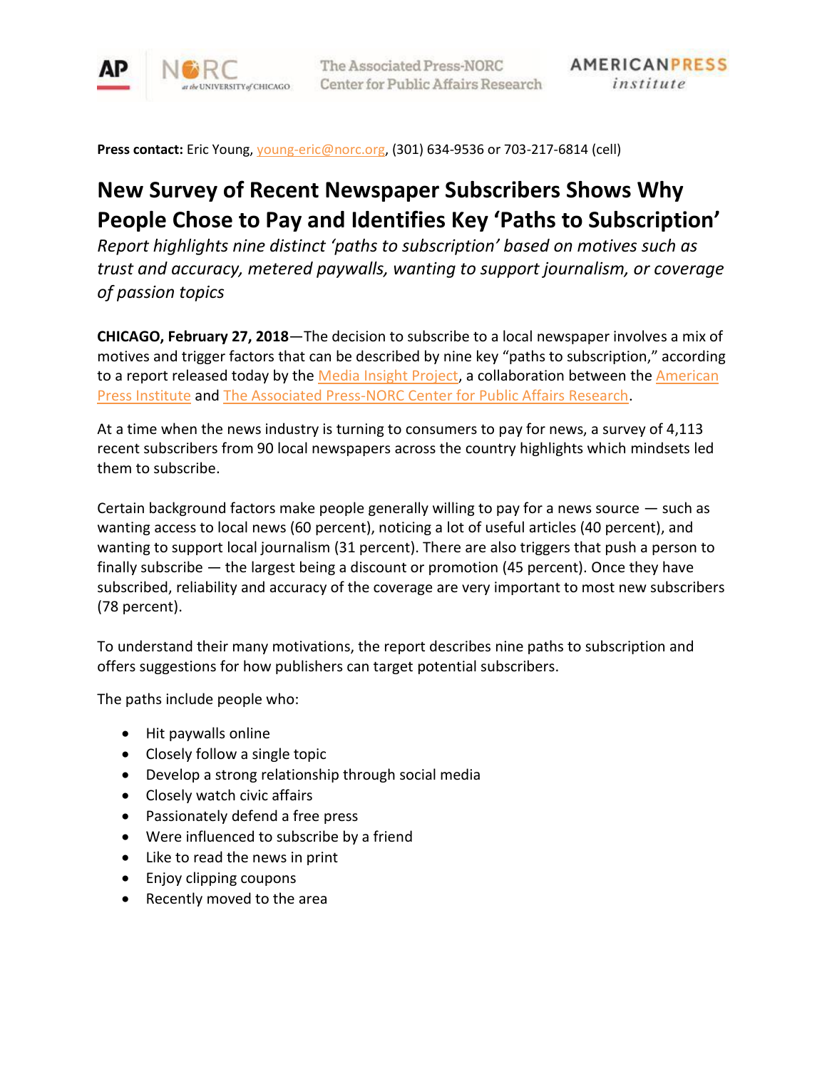**Press contact:** Eric Young, young-eric@norc.org, (301) 634-9536 or 703-217-6814 (cell)

# New Survey of Recent Newspaper Subscribers Shows Why People Chose to Pay and Identifies Key 'Paths to Subscription'

*Report highlights nine distinct 'paths to subscription' based on motives such as trust and accuracy, metered paywalls, wanting to support journalism, or coverage of passion topics*

**CHICAGO, February 27, 2018**—The decision to subscribe to a local newspaper involves a mix of motives and trigger factors that can be described by nine key "paths to subscription," according to a report released today by the Media Insight Project, a collaboration between the American Press Institute and The Associated Press-NORC Center for Public Affairs Research.

At a time when the news industry is turning to consumers to pay for news, a survey of 4,113 recent subscribers from 90 local newspapers across the country highlights which mindsets led them to subscribe.

Certain background factors make people generally willing to pay for a news source — such as wanting access to local news (60 percent), noticing a lot of useful articles (40 percent), and wanting to support local journalism (31 percent). There are also triggers that push a person to finally subscribe — the largest being a discount or promotion (45 percent). Once they have subscribed, reliability and accuracy of the coverage are very important to most new subscribers (78 percent).

To understand their many motivations, the report describes nine paths to subscription and offers suggestions for how publishers can target potential subscribers.

The paths include people who:

- Hit paywalls online
- Closely follow a single topic
- Develop a strong relationship through social media
- Closely watch civic affairs
- Passionately defend a free press
- Were influenced to subscribe by a friend
- Like to read the news in print
- Enjoy clipping coupons
- Recently moved to the area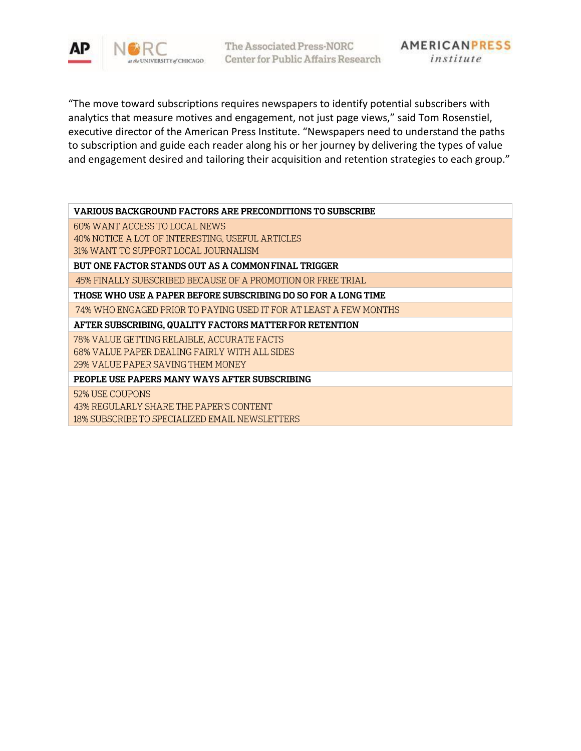"The move toward subscriptions requires newspapers to identify potential subscribers with analytics that measure motives and engagement, not just page views," said Tom Rosenstiel, executive director of the American Press Institute. "Newspapers need to understand the paths to subscription and guide each reader along his or her journey by delivering the types of value and engagement desired and tailoring their acquisition and retention strategies to each group."

| VARIOUS BACKGROUND FACTORS ARE PRECONDITIONS TO SUBSCRIBE |
|---|
| 60% WANT ACCESS TO LOCAL NEWS<br>40% NOTICE A LOT OF INTERESTING, USEFUL ARTICLES<br>31% WANT TO SUPPORT LOCAL JOURNALISM |
| **BUT ONE FACTOR STANDS OUT AS A COMMON FINAL TRIGGER** |
| 45% FINALLY SUBSCRIBED BECAUSE OF A PROMOTION OR FREE TRIAL |
| **THOSE WHO USE A PAPER BEFORE SUBSCRIBING DO SO FOR A LONG TIME** |
| 74% WHO ENGAGED PRIOR TO PAYING USED IT FOR AT LEAST A FEW MONTHS |
| **AFTER SUBSCRIBING, QUALITY FACTORS MATTER FOR RETENTION** |
| 78% VALUE GETTING RELAIBLE, ACCURATE FACTS<br>68% VALUE PAPER DEALING FAIRLY WITH ALL SIDES<br>29% VALUE PAPER SAVING THEM MONEY |
| **PEOPLE USE PAPERS MANY WAYS AFTER SUBSCRIBING** |
| 52% USE COUPONS<br>43% REGULARLY SHARE THE PAPER'S CONTENT<br>18% SUBSCRIBE TO SPECIALIZED EMAIL NEWSLETTERS |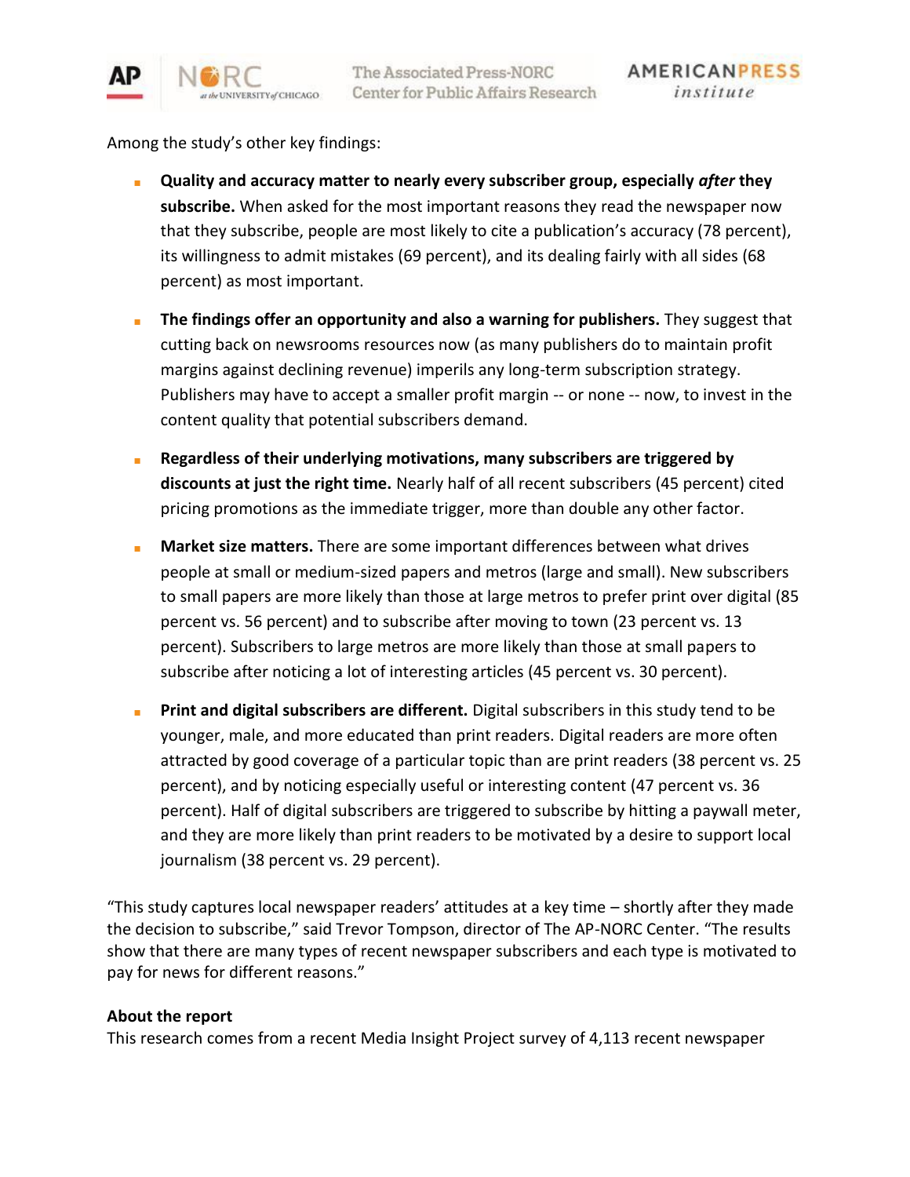Among the study's other key findings:

- **Quality and accuracy matter to nearly every subscriber group, especially *after* they subscribe.** When asked for the most important reasons they read the newspaper now that they subscribe, people are most likely to cite a publication's accuracy (78 percent), its willingness to admit mistakes (69 percent), and its dealing fairly with all sides (68 percent) as most important.

- **The findings offer an opportunity and also a warning for publishers.** They suggest that cutting back on newsrooms resources now (as many publishers do to maintain profit margins against declining revenue) imperils any long-term subscription strategy. Publishers may have to accept a smaller profit margin -- or none -- now, to invest in the content quality that potential subscribers demand.

- **Regardless of their underlying motivations, many subscribers are triggered by discounts at just the right time.** Nearly half of all recent subscribers (45 percent) cited pricing promotions as the immediate trigger, more than double any other factor.

- **Market size matters.** There are some important differences between what drives people at small or medium-sized papers and metros (large and small). New subscribers to small papers are more likely than those at large metros to prefer print over digital (85 percent vs. 56 percent) and to subscribe after moving to town (23 percent vs. 13 percent). Subscribers to large metros are more likely than those at small papers to subscribe after noticing a lot of interesting articles (45 percent vs. 30 percent).

- **Print and digital subscribers are different.** Digital subscribers in this study tend to be younger, male, and more educated than print readers. Digital readers are more often attracted by good coverage of a particular topic than are print readers (38 percent vs. 25 percent), and by noticing especially useful or interesting content (47 percent vs. 36 percent). Half of digital subscribers are triggered to subscribe by hitting a paywall meter, and they are more likely than print readers to be motivated by a desire to support local journalism (38 percent vs. 29 percent).

"This study captures local newspaper readers' attitudes at a key time – shortly after they made the decision to subscribe," said Trevor Tompson, director of The AP-NORC Center. "The results show that there are many types of recent newspaper subscribers and each type is motivated to pay for news for different reasons."

**About the report**

This research comes from a recent Media Insight Project survey of 4,113 recent newspaper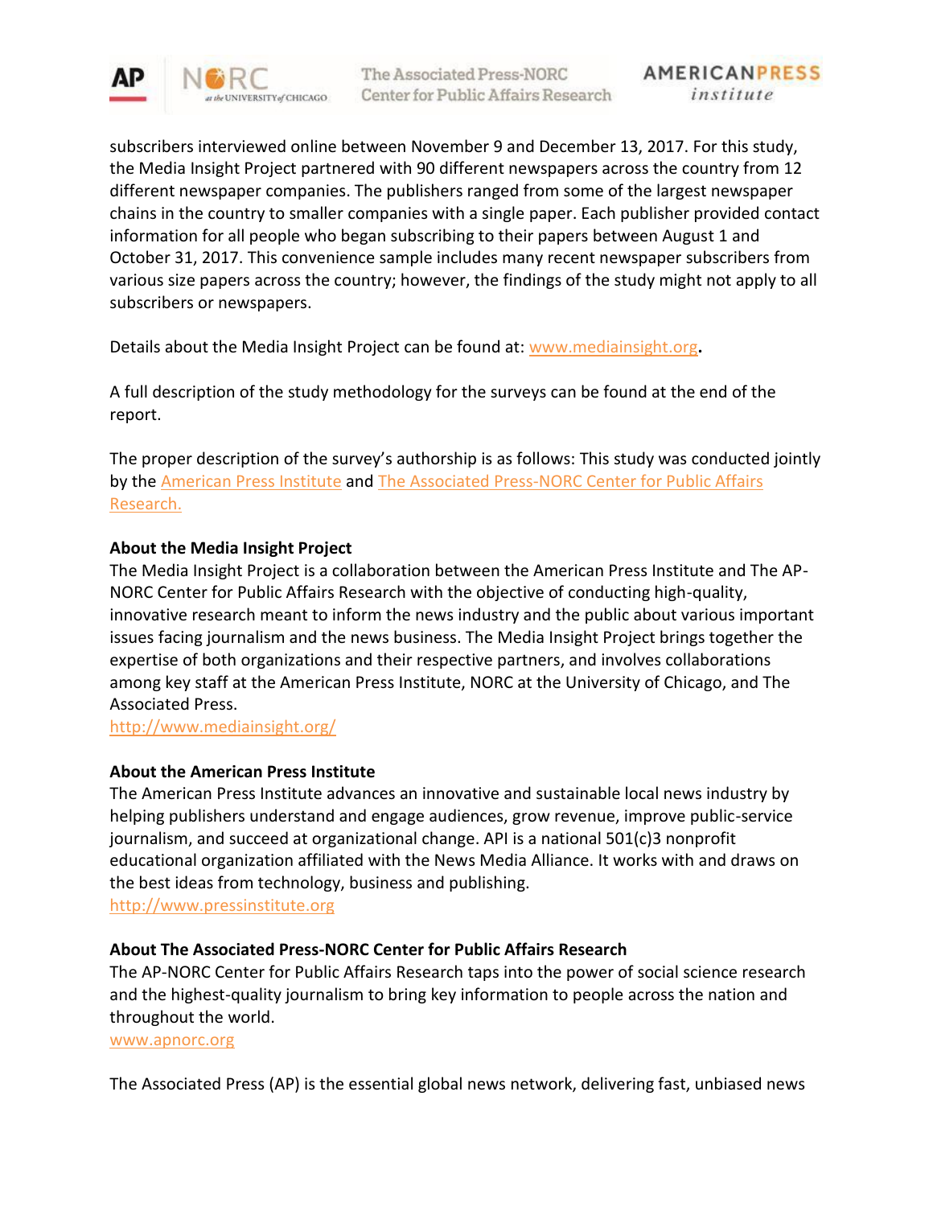subscribers interviewed online between November 9 and December 13, 2017. For this study, the Media Insight Project partnered with 90 different newspapers across the country from 12 different newspaper companies. The publishers ranged from some of the largest newspaper chains in the country to smaller companies with a single paper. Each publisher provided contact information for all people who began subscribing to their papers between August 1 and October 31, 2017. This convenience sample includes many recent newspaper subscribers from various size papers across the country; however, the findings of the study might not apply to all subscribers or newspapers.

Details about the Media Insight Project can be found at: [www.mediainsight.org](http://www.mediainsight.org).

A full description of the study methodology for the surveys can be found at the end of the report.

The proper description of the survey's authorship is as follows: This study was conducted jointly by the [American Press Institute](http://www.pressinstitute.org) and [The Associated Press-NORC Center for Public Affairs Research.](http://www.apnorc.org)

**About the Media Insight Project**

The Media Insight Project is a collaboration between the American Press Institute and The AP-NORC Center for Public Affairs Research with the objective of conducting high-quality, innovative research meant to inform the news industry and the public about various important issues facing journalism and the news business. The Media Insight Project brings together the expertise of both organizations and their respective partners, and involves collaborations among key staff at the American Press Institute, NORC at the University of Chicago, and The Associated Press.
[http://www.mediainsight.org/](http://www.mediainsight.org/)

**About the American Press Institute**

The American Press Institute advances an innovative and sustainable local news industry by helping publishers understand and engage audiences, grow revenue, improve public-service journalism, and succeed at organizational change. API is a national 501(c)3 nonprofit educational organization affiliated with the News Media Alliance. It works with and draws on the best ideas from technology, business and publishing.
[http://www.pressinstitute.org](http://www.pressinstitute.org)

**About The Associated Press-NORC Center for Public Affairs Research**

The AP-NORC Center for Public Affairs Research taps into the power of social science research and the highest-quality journalism to bring key information to people across the nation and throughout the world.
[www.apnorc.org](http://www.apnorc.org)

The Associated Press (AP) is the essential global news network, delivering fast, unbiased news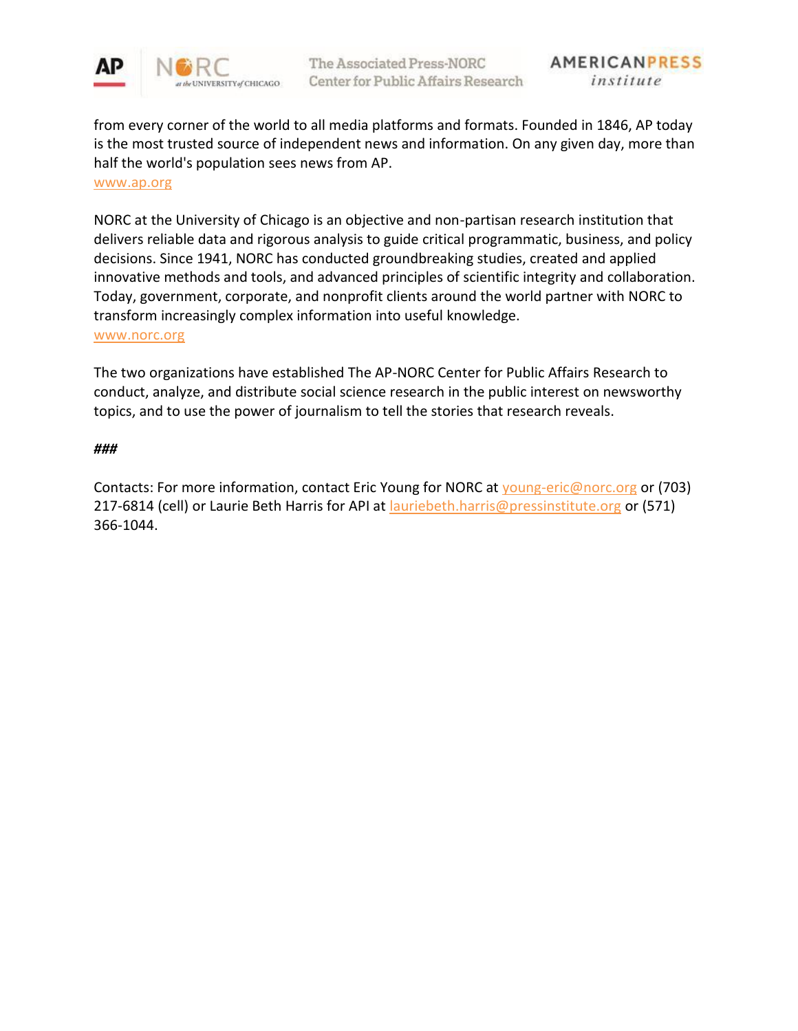from every corner of the world to all media platforms and formats. Founded in 1846, AP today is the most trusted source of independent news and information. On any given day, more than half the world's population sees news from AP.
www.ap.org

NORC at the University of Chicago is an objective and non-partisan research institution that delivers reliable data and rigorous analysis to guide critical programmatic, business, and policy decisions. Since 1941, NORC has conducted groundbreaking studies, created and applied innovative methods and tools, and advanced principles of scientific integrity and collaboration. Today, government, corporate, and nonprofit clients around the world partner with NORC to transform increasingly complex information into useful knowledge.
www.norc.org

The two organizations have established The AP-NORC Center for Public Affairs Research to conduct, analyze, and distribute social science research in the public interest on newsworthy topics, and to use the power of journalism to tell the stories that research reveals.

***###***

Contacts: For more information, contact Eric Young for NORC at young-eric@norc.org or (703) 217-6814 (cell) or Laurie Beth Harris for API at lauriebeth.harris@pressinstitute.org or (571) 366-1044.